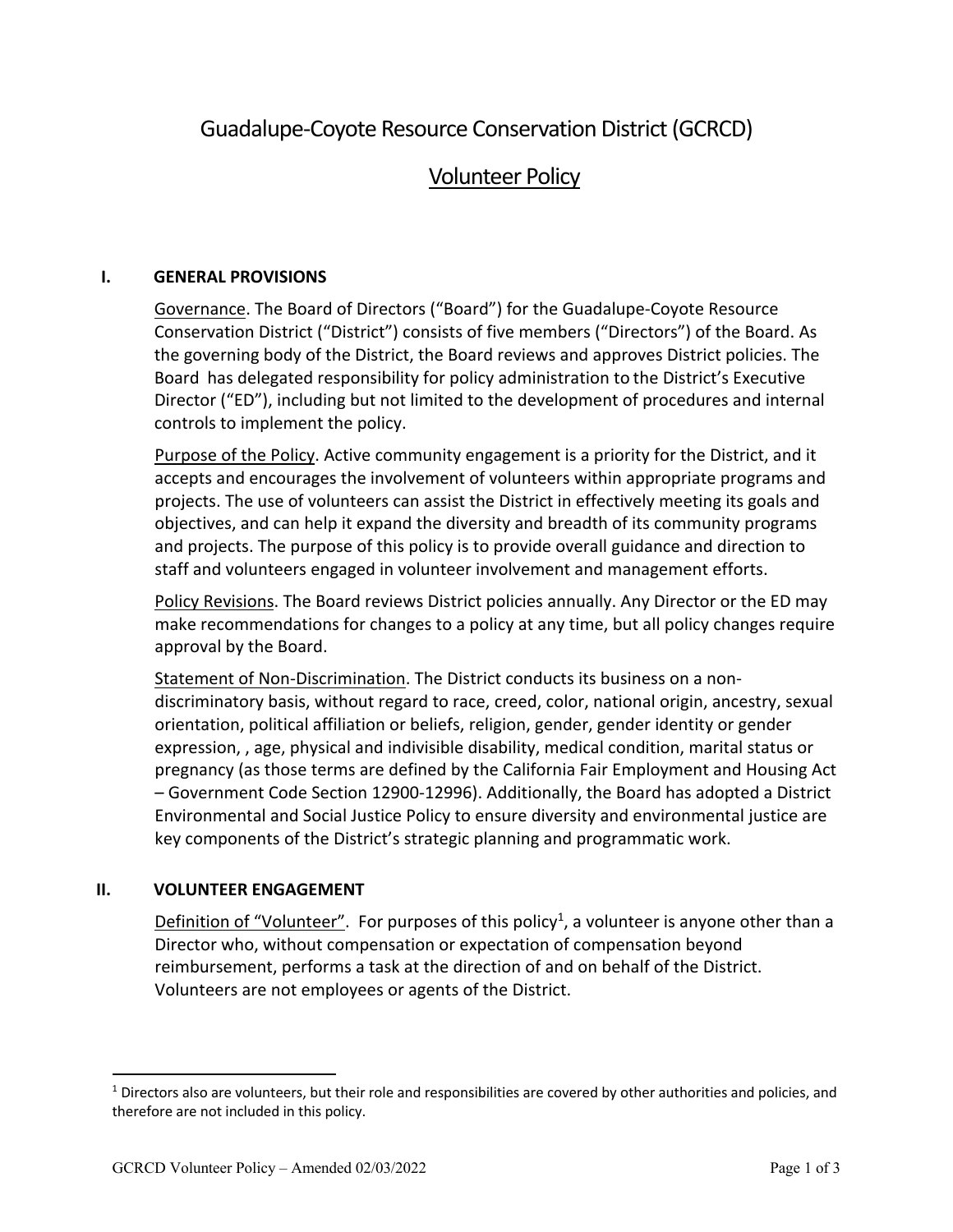# Guadalupe-Coyote Resource Conservation District (GCRCD)

## Volunteer Policy

### I. GENERAL PROVISIONS

Governance. The Board of Directors ("Board") for the Guadalupe-Coyote Resource Conservation District ("District") consists of five members ("Directors") of the Board. As the governing body of the District, the Board reviews and approves District policies. The Board has delegated responsibility for policy administration to the District's Executive Director ("ED"), including but not limited to the development of procedures and internal controls to implement the policy.

Purpose of the Policy. Active community engagement is a priority for the District, and it accepts and encourages the involvement of volunteers within appropriate programs and projects. The use of volunteers can assist the District in effectively meeting its goals and objectives, and can help it expand the diversity and breadth of its community programs and projects. The purpose of this policy is to provide overall guidance and direction to staff and volunteers engaged in volunteer involvement and management efforts.

Policy Revisions. The Board reviews District policies annually. Any Director or the ED may make recommendations for changes to a policy at any time, but all policy changes require approval by the Board.

Statement of Non-Discrimination. The District conducts its business on a non-discriminatory basis, without regard to race, creed, color, national origin, ancestry, sexual orientation, political affiliation or beliefs, religion, gender, gender identity or gender expression, , age, physical and indivisible disability, medical condition, marital status or pregnancy (as those terms are defined by the California Fair Employment and Housing Act – Government Code Section 12900-12996). Additionally, the Board has adopted a District Environmental and Social Justice Policy to ensure diversity and environmental justice are key components of the District's strategic planning and programmatic work.

### II. VOLUNTEER ENGAGEMENT

Definition of "Volunteer". For purposes of this policy[1], a volunteer is anyone other than a Director who, without compensation or expectation of compensation beyond reimbursement, performs a task at the direction of and on behalf of the District. Volunteers are not employees or agents of the District.

[1] Directors also are volunteers, but their role and responsibilities are covered by other authorities and policies, and therefore are not included in this policy.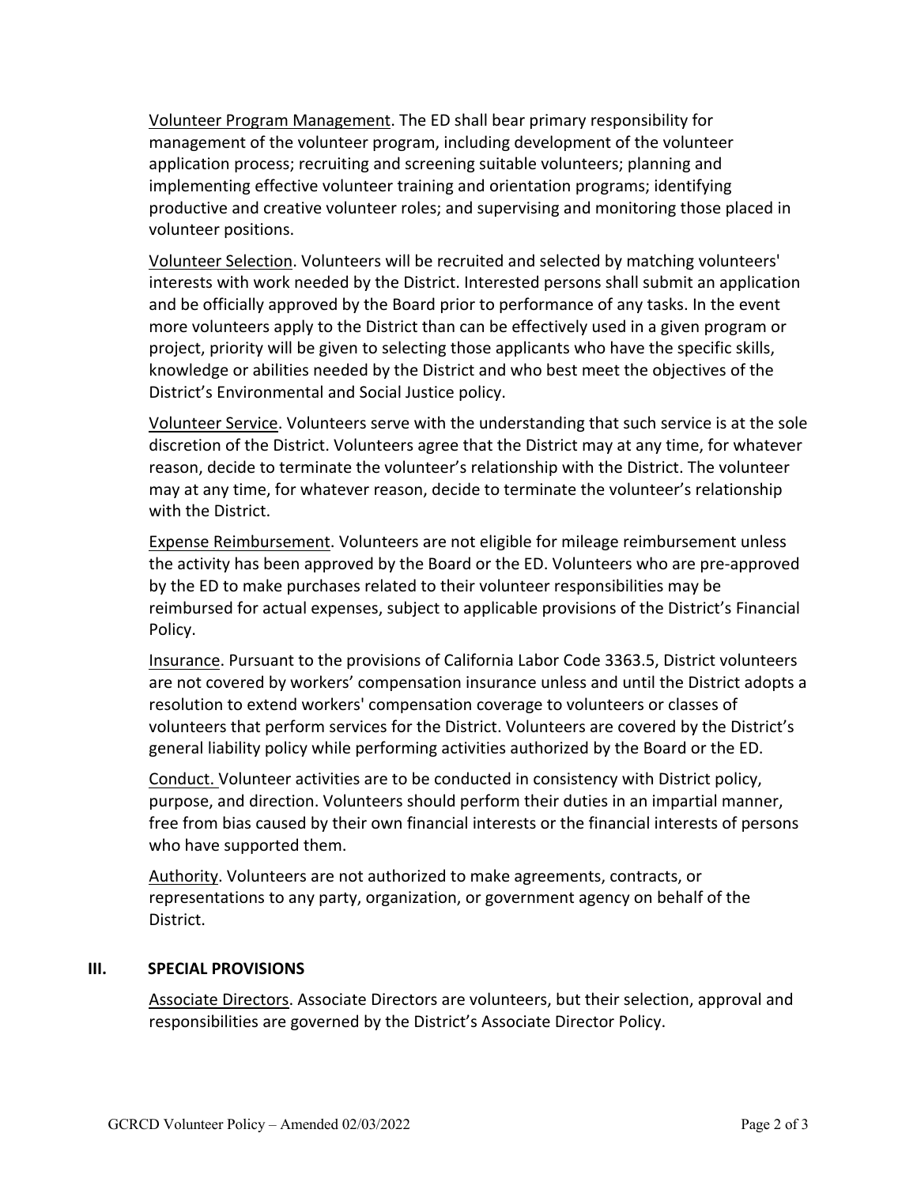Volunteer Program Management. The ED shall bear primary responsibility for management of the volunteer program, including development of the volunteer application process; recruiting and screening suitable volunteers; planning and implementing effective volunteer training and orientation programs; identifying productive and creative volunteer roles; and supervising and monitoring those placed in volunteer positions.

Volunteer Selection. Volunteers will be recruited and selected by matching volunteers' interests with work needed by the District. Interested persons shall submit an application and be officially approved by the Board prior to performance of any tasks. In the event more volunteers apply to the District than can be effectively used in a given program or project, priority will be given to selecting those applicants who have the specific skills, knowledge or abilities needed by the District and who best meet the objectives of the District's Environmental and Social Justice policy.

Volunteer Service. Volunteers serve with the understanding that such service is at the sole discretion of the District. Volunteers agree that the District may at any time, for whatever reason, decide to terminate the volunteer's relationship with the District. The volunteer may at any time, for whatever reason, decide to terminate the volunteer's relationship with the District.

Expense Reimbursement. Volunteers are not eligible for mileage reimbursement unless the activity has been approved by the Board or the ED. Volunteers who are pre-approved by the ED to make purchases related to their volunteer responsibilities may be reimbursed for actual expenses, subject to applicable provisions of the District's Financial Policy.

Insurance. Pursuant to the provisions of California Labor Code 3363.5, District volunteers are not covered by workers' compensation insurance unless and until the District adopts a resolution to extend workers' compensation coverage to volunteers or classes of volunteers that perform services for the District. Volunteers are covered by the District's general liability policy while performing activities authorized by the Board or the ED.

Conduct. Volunteer activities are to be conducted in consistency with District policy, purpose, and direction. Volunteers should perform their duties in an impartial manner, free from bias caused by their own financial interests or the financial interests of persons who have supported them.

Authority. Volunteers are not authorized to make agreements, contracts, or representations to any party, organization, or government agency on behalf of the District.

## III. SPECIAL PROVISIONS

Associate Directors. Associate Directors are volunteers, but their selection, approval and responsibilities are governed by the District's Associate Director Policy.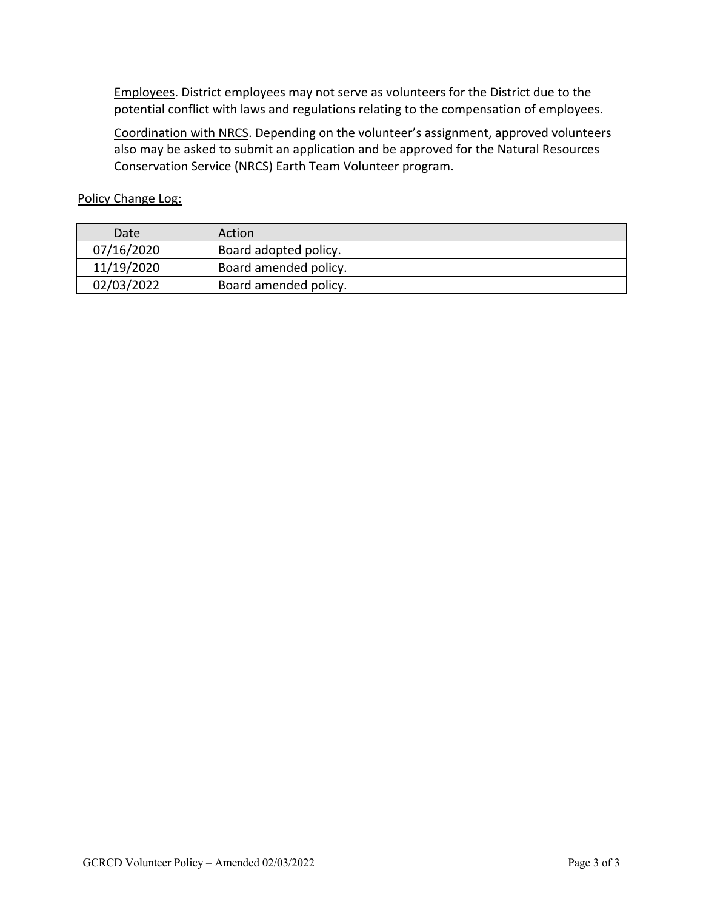Employees. District employees may not serve as volunteers for the District due to the potential conflict with laws and regulations relating to the compensation of employees.

Coordination with NRCS. Depending on the volunteer's assignment, approved volunteers also may be asked to submit an application and be approved for the Natural Resources Conservation Service (NRCS) Earth Team Volunteer program.

Policy Change Log:

| Date | Action |
|---|---|
| 07/16/2020 | Board adopted policy. |
| 11/19/2020 | Board amended policy. |
| 02/03/2022 | Board amended policy. |